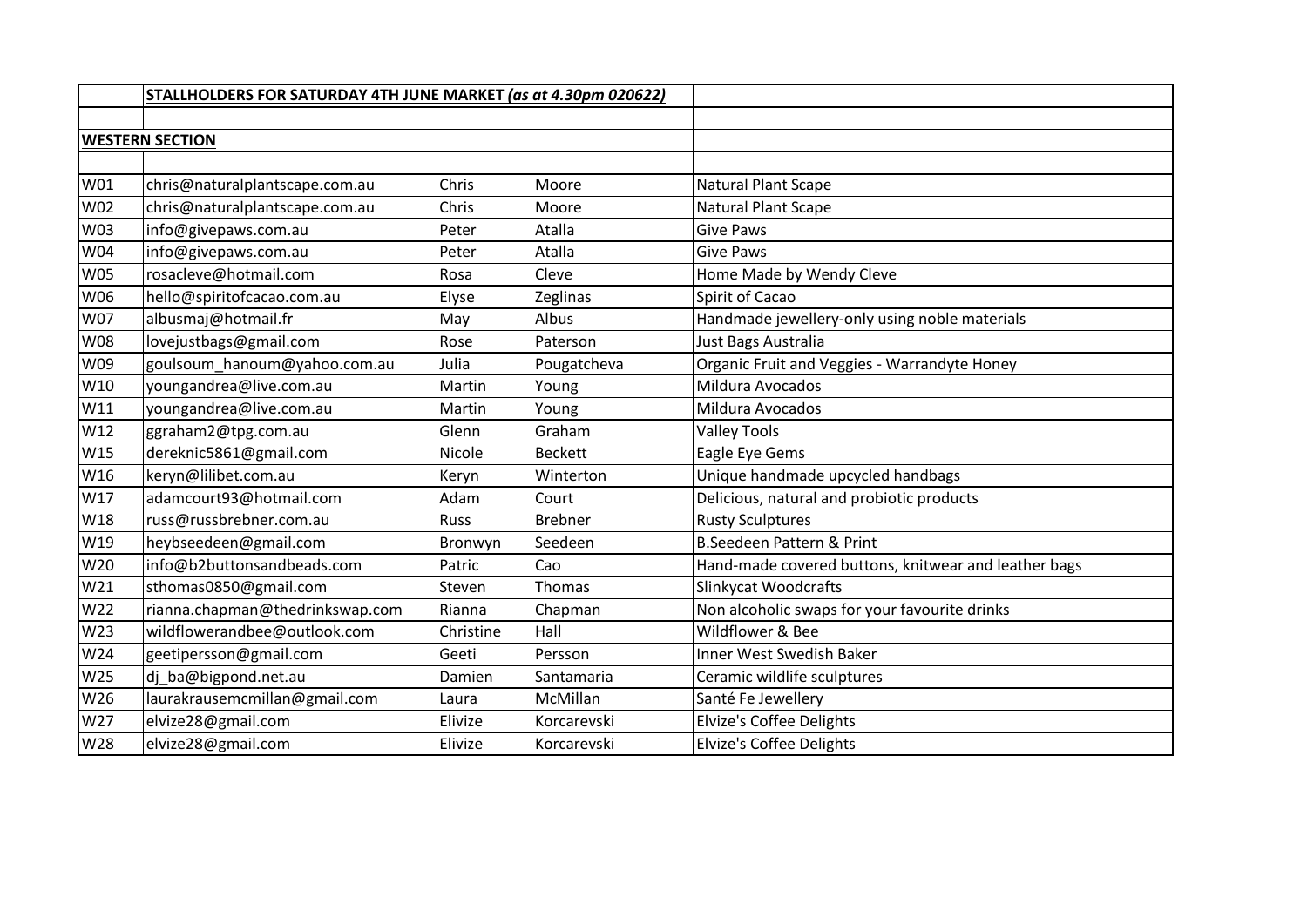| | STALLHOLDERS FOR SATURDAY 4TH JUNE MARKET *(as at 4.30pm 020622)* | | | |
|---|---|---|---|---|
| | | | | |
| **WESTERN SECTION** | | | | |
| | | | | |
| W01 | chris@naturalplantscape.com.au | Chris | Moore | Natural Plant Scape |
| W02 | chris@naturalplantscape.com.au | Chris | Moore | Natural Plant Scape |
| W03 | info@givepaws.com.au | Peter | Atalla | Give Paws |
| W04 | info@givepaws.com.au | Peter | Atalla | Give Paws |
| W05 | rosacleve@hotmail.com | Rosa | Cleve | Home Made by Wendy Cleve |
| W06 | hello@spiritofcacao.com.au | Elyse | Zeglinas | Spirit of Cacao |
| W07 | albusmaj@hotmail.fr | May | Albus | Handmade jewellery-only using noble materials |
| W08 | lovejustbags@gmail.com | Rose | Paterson | Just Bags Australia |
| W09 | goulsoum_hanoum@yahoo.com.au | Julia | Pougatcheva | Organic Fruit and Veggies - Warrandyte Honey |
| W10 | youngandrea@live.com.au | Martin | Young | Mildura Avocados |
| W11 | youngandrea@live.com.au | Martin | Young | Mildura Avocados |
| W12 | ggraham2@tpg.com.au | Glenn | Graham | Valley Tools |
| W15 | dereknic5861@gmail.com | Nicole | Beckett | Eagle Eye Gems |
| W16 | keryn@lilibet.com.au | Keryn | Winterton | Unique handmade upcycled handbags |
| W17 | adamcourt93@hotmail.com | Adam | Court | Delicious, natural and probiotic products |
| W18 | russ@russbrebner.com.au | Russ | Brebner | Rusty Sculptures |
| W19 | heybseedeen@gmail.com | Bronwyn | Seedeen | B.Seedeen Pattern & Print |
| W20 | info@b2buttonsandbeads.com | Patric | Cao | Hand-made covered buttons, knitwear and leather bags |
| W21 | sthomas0850@gmail.com | Steven | Thomas | Slinkycat Woodcrafts |
| W22 | rianna.chapman@thedrinkswap.com | Rianna | Chapman | Non alcoholic swaps for your favourite drinks |
| W23 | wildflowerandbee@outlook.com | Christine | Hall | Wildflower & Bee |
| W24 | geetipersson@gmail.com | Geeti | Persson | Inner West Swedish Baker |
| W25 | dj_ba@bigpond.net.au | Damien | Santamaria | Ceramic wildlife sculptures |
| W26 | laurakrausemcmillan@gmail.com | Laura | McMillan | Santé Fe Jewellery |
| W27 | elvize28@gmail.com | Elivize | Korcarevski | Elvize's Coffee Delights |
| W28 | elvize28@gmail.com | Elivize | Korcarevski | Elvize's Coffee Delights |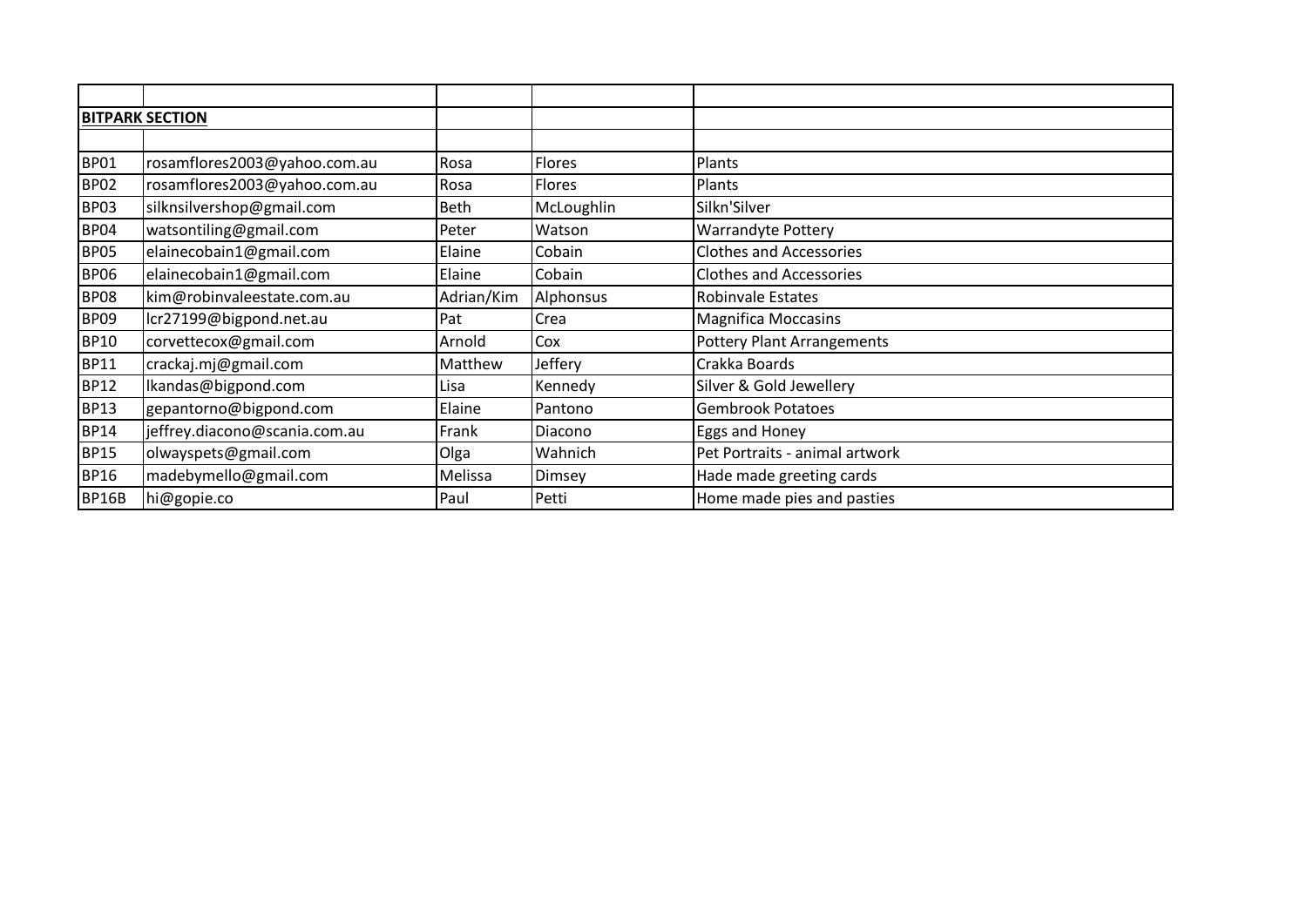| | | | | |
|---|---|---|---|---|
| **BITPARK SECTION** | | | | |
| | | | | |
| BP01 | rosamflores2003@yahoo.com.au | Rosa | Flores | Plants |
| BP02 | rosamflores2003@yahoo.com.au | Rosa | Flores | Plants |
| BP03 | silknsilvershop@gmail.com | Beth | McLoughlin | Silkn'Silver |
| BP04 | watsontiling@gmail.com | Peter | Watson | Warrandyte Pottery |
| BP05 | elainecobain1@gmail.com | Elaine | Cobain | Clothes and Accessories |
| BP06 | elainecobain1@gmail.com | Elaine | Cobain | Clothes and Accessories |
| BP08 | kim@robinvaleestate.com.au | Adrian/Kim | Alphonsus | Robinvale Estates |
| BP09 | lcr27199@bigpond.net.au | Pat | Crea | Magnifica Moccasins |
| BP10 | corvettecox@gmail.com | Arnold | Cox | Pottery Plant Arrangements |
| BP11 | crackaj.mj@gmail.com | Matthew | Jeffery | Crakka Boards |
| BP12 | lkandas@bigpond.com | Lisa | Kennedy | Silver & Gold Jewellery |
| BP13 | gepantorno@bigpond.com | Elaine | Pantono | Gembrook Potatoes |
| BP14 | jeffrey.diacono@scania.com.au | Frank | Diacono | Eggs and Honey |
| BP15 | olwayspets@gmail.com | Olga | Wahnich | Pet Portraits - animal artwork |
| BP16 | madebymello@gmail.com | Melissa | Dimsey | Hade made greeting cards |
| BP16B | hi@gopie.co | Paul | Petti | Home made pies and pasties |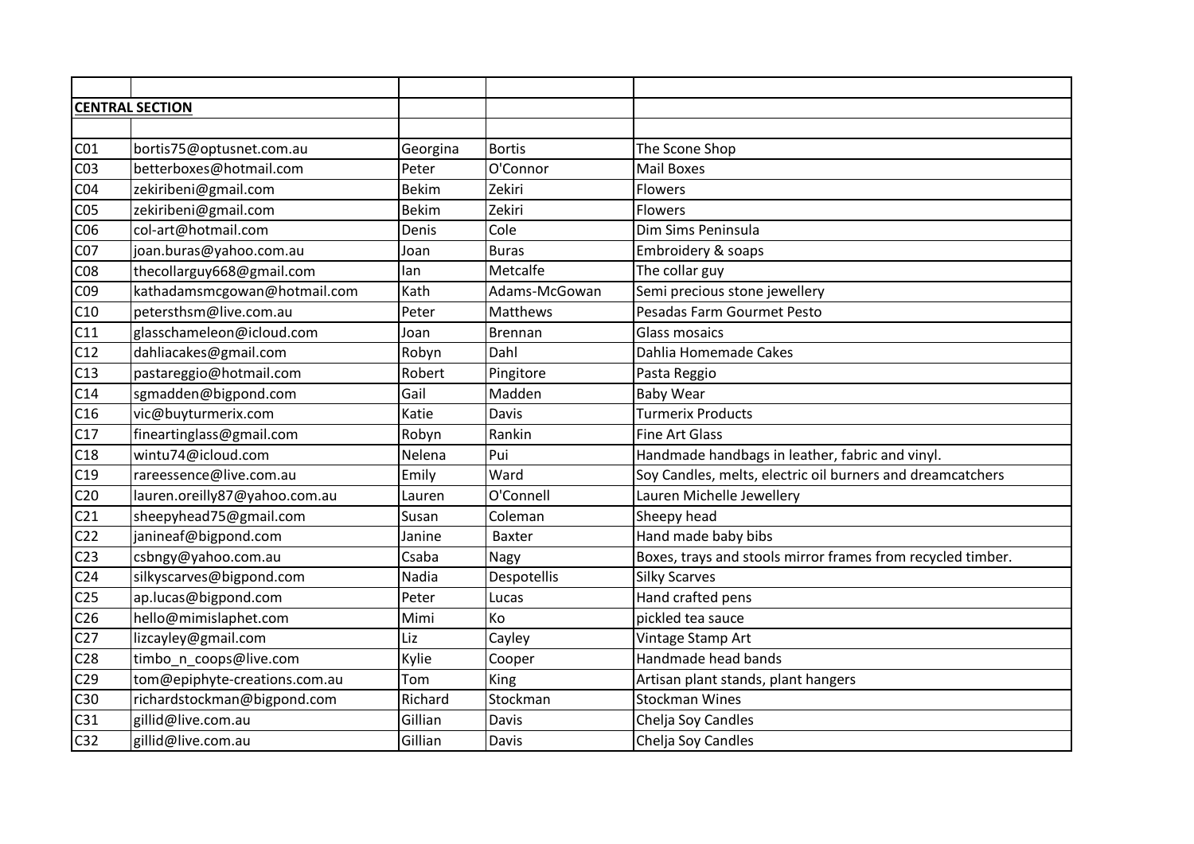| | | | | |
|---|---|---|---|---|
| **CENTRAL SECTION** | | | | |
| | | | | |
| C01 | bortis75@optusnet.com.au | Georgina | Bortis | The Scone Shop |
| C03 | betterboxes@hotmail.com | Peter | O'Connor | Mail Boxes |
| C04 | zekiribeni@gmail.com | Bekim | Zekiri | Flowers |
| C05 | zekiribeni@gmail.com | Bekim | Zekiri | Flowers |
| C06 | col-art@hotmail.com | Denis | Cole | Dim Sims Peninsula |
| C07 | joan.buras@yahoo.com.au | Joan | Buras | Embroidery & soaps |
| C08 | thecollarguy668@gmail.com | Ian | Metcalfe | The collar guy |
| C09 | kathadamsmcgowan@hotmail.com | Kath | Adams-McGowan | Semi precious stone jewellery |
| C10 | petersthsm@live.com.au | Peter | Matthews | Pesadas Farm Gourmet Pesto |
| C11 | glasschameleon@icloud.com | Joan | Brennan | Glass mosaics |
| C12 | dahliacakes@gmail.com | Robyn | Dahl | Dahlia Homemade Cakes |
| C13 | pastareggio@hotmail.com | Robert | Pingitore | Pasta Reggio |
| C14 | sgmadden@bigpond.com | Gail | Madden | Baby Wear |
| C16 | vic@buyturmerix.com | Katie | Davis | Turmerix Products |
| C17 | fineartinglass@gmail.com | Robyn | Rankin | Fine Art Glass |
| C18 | wintu74@icloud.com | Nelena | Pui | Handmade handbags in leather, fabric and vinyl. |
| C19 | rareessence@live.com.au | Emily | Ward | Soy Candles, melts, electric oil burners and dreamcatchers |
| C20 | lauren.oreilly87@yahoo.com.au | Lauren | O'Connell | Lauren Michelle Jewellery |
| C21 | sheepyhead75@gmail.com | Susan | Coleman | Sheepy head |
| C22 | janineaf@bigpond.com | Janine | Baxter | Hand made baby bibs |
| C23 | csbngy@yahoo.com.au | Csaba | Nagy | Boxes, trays and stools mirror frames from recycled timber. |
| C24 | silkyscarves@bigpond.com | Nadia | Despotellis | Silky Scarves |
| C25 | ap.lucas@bigpond.com | Peter | Lucas | Hand crafted pens |
| C26 | hello@mimislaphet.com | Mimi | Ko | pickled tea sauce |
| C27 | lizcayley@gmail.com | Liz | Cayley | Vintage Stamp Art |
| C28 | timbo_n_coops@live.com | Kylie | Cooper | Handmade head bands |
| C29 | tom@epiphyte-creations.com.au | Tom | King | Artisan plant stands, plant hangers |
| C30 | richardstockman@bigpond.com | Richard | Stockman | Stockman Wines |
| C31 | gillid@live.com.au | Gillian | Davis | Chelja Soy Candles |
| C32 | gillid@live.com.au | Gillian | Davis | Chelja Soy Candles |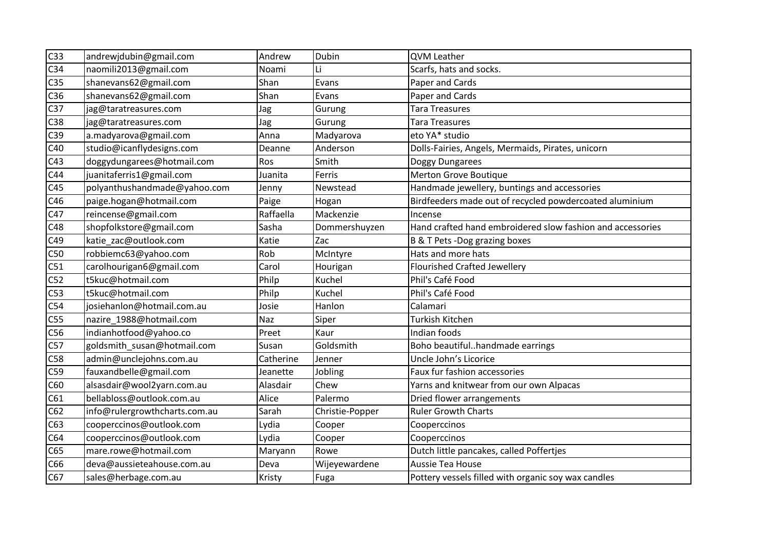| C33 | andrewjdubin@gmail.com | Andrew | Dubin | QVM Leather |
|---|---|---|---|---|
| C34 | naomili2013@gmail.com | Noami | Li | Scarfs, hats and socks. |
| C35 | shanevans62@gmail.com | Shan | Evans | Paper and Cards |
| C36 | shanevans62@gmail.com | Shan | Evans | Paper and Cards |
| C37 | jag@taratreasures.com | Jag | Gurung | Tara Treasures |
| C38 | jag@taratreasures.com | Jag | Gurung | Tara Treasures |
| C39 | a.madyarova@gmail.com | Anna | Madyarova | eto YA* studio |
| C40 | studio@icanflydesigns.com | Deanne | Anderson | Dolls-Fairies, Angels, Mermaids, Pirates, unicorn |
| C43 | doggydungarees@hotmail.com | Ros | Smith | Doggy Dungarees |
| C44 | juanitaferris1@gmail.com | Juanita | Ferris | Merton Grove Boutique |
| C45 | polyanthushandmade@yahoo.com | Jenny | Newstead | Handmade jewellery, buntings and accessories |
| C46 | paige.hogan@hotmail.com | Paige | Hogan | Birdfeeders made out of recycled powdercoated aluminium |
| C47 | reincense@gmail.com | Raffaella | Mackenzie | Incense |
| C48 | shopfolkstore@gmail.com | Sasha | Dommershuyzen | Hand crafted hand embroidered slow fashion and accessories |
| C49 | katie_zac@outlook.com | Katie | Zac | B & T Pets -Dog grazing boxes |
| C50 | robbiemc63@yahoo.com | Rob | McIntyre | Hats and more hats |
| C51 | carolhourigan6@gmail.com | Carol | Hourigan | Flourished Crafted Jewellery |
| C52 | t5kuc@hotmail.com | Philp | Kuchel | Phil's Café Food |
| C53 | t5kuc@hotmail.com | Philp | Kuchel | Phil's Café Food |
| C54 | josiehanlon@hotmail.com.au | Josie | Hanlon | Calamari |
| C55 | nazire_1988@hotmail.com | Naz | Siper | Turkish Kitchen |
| C56 | indianhotfood@yahoo.co | Preet | Kaur | Indian foods |
| C57 | goldsmith_susan@hotmail.com | Susan | Goldsmith | Boho beautiful..handmade earrings |
| C58 | admin@unclejohns.com.au | Catherine | Jenner | Uncle John's Licorice |
| C59 | fauxandbelle@gmail.com | Jeanette | Jobling | Faux fur fashion accessories |
| C60 | alsasdair@wool2yarn.com.au | Alasdair | Chew | Yarns and knitwear from our own Alpacas |
| C61 | bellabloss@outlook.com.au | Alice | Palermo | Dried flower arrangements |
| C62 | info@rulergrowthcharts.com.au | Sarah | Christie-Popper | Ruler Growth Charts |
| C63 | cooperccinos@outlook.com | Lydia | Cooper | Cooperccinos |
| C64 | cooperccinos@outlook.com | Lydia | Cooper | Cooperccinos |
| C65 | mare.rowe@hotmail.com | Maryann | Rowe | Dutch little pancakes, called Poffertjes |
| C66 | deva@aussieteahouse.com.au | Deva | Wijeyewardene | Aussie Tea House |
| C67 | sales@herbage.com.au | Kristy | Fuga | Pottery vessels filled with organic soy wax candles |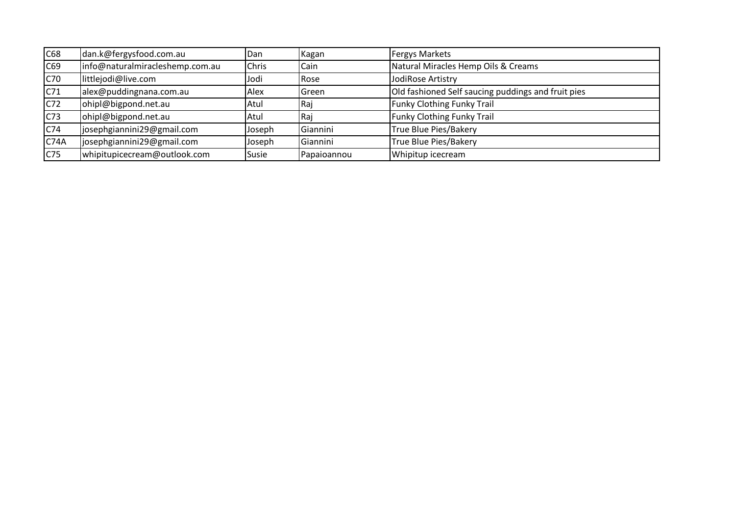| C68 | dan.k@fergysfood.com.au | Dan | Kagan | Fergys Markets |
|---|---|---|---|---|
| C69 | info@naturalmiracleshemp.com.au | Chris | Cain | Natural Miracles Hemp Oils & Creams |
| C70 | littlejodi@live.com | Jodi | Rose | JodiRose Artistry |
| C71 | alex@puddingnana.com.au | Alex | Green | Old fashioned Self saucing puddings and fruit pies |
| C72 | ohipl@bigpond.net.au | Atul | Raj | Funky Clothing Funky Trail |
| C73 | ohipl@bigpond.net.au | Atul | Raj | Funky Clothing Funky Trail |
| C74 | josephgiannini29@gmail.com | Joseph | Giannini | True Blue Pies/Bakery |
| C74A | josephgiannini29@gmail.com | Joseph | Giannini | True Blue Pies/Bakery |
| C75 | whipitupicecream@outlook.com | Susie | Papaioannou | Whipitup icecream |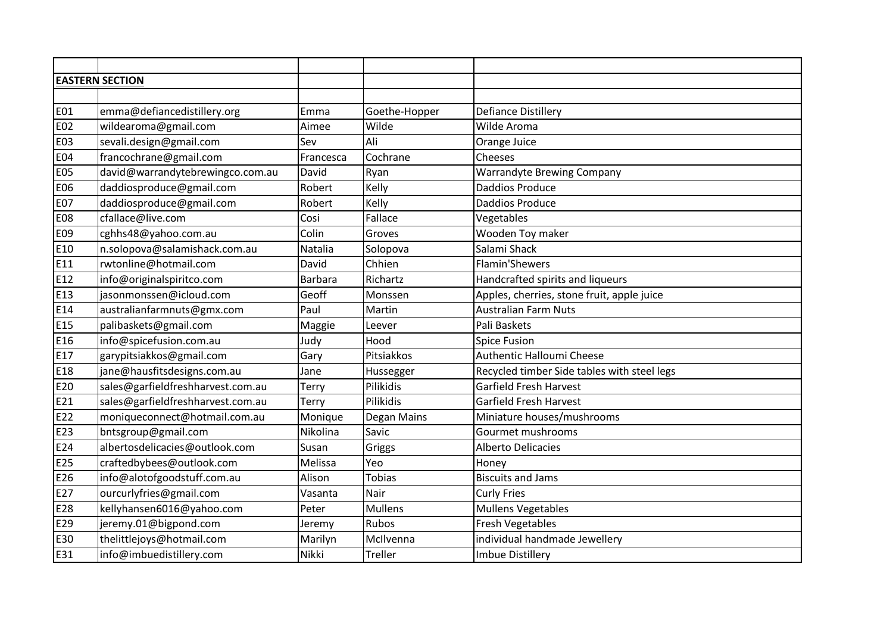| | | | | |
|---|---|---|---|---|
| **EASTERN SECTION** | | | | |
| | | | | |
| E01 | emma@defiancedistillery.org | Emma | Goethe-Hopper | Defiance Distillery |
| E02 | wildearoma@gmail.com | Aimee | Wilde | Wilde Aroma |
| E03 | sevali.design@gmail.com | Sev | Ali | Orange Juice |
| E04 | francochrane@gmail.com | Francesca | Cochrane | Cheeses |
| E05 | david@warrandytebrewingco.com.au | David | Ryan | Warrandyte Brewing Company |
| E06 | daddiosproduce@gmail.com | Robert | Kelly | Daddios Produce |
| E07 | daddiosproduce@gmail.com | Robert | Kelly | Daddios Produce |
| E08 | cfallace@live.com | Cosi | Fallace | Vegetables |
| E09 | cghhs48@yahoo.com.au | Colin | Groves | Wooden Toy maker |
| E10 | n.solopova@salamishack.com.au | Natalia | Solopova | Salami Shack |
| E11 | rwtonline@hotmail.com | David | Chhien | Flamin'Shewers |
| E12 | info@originalspiritco.com | Barbara | Richartz | Handcrafted spirits and liqueurs |
| E13 | jasonmonssen@icloud.com | Geoff | Monssen | Apples, cherries, stone fruit, apple juice |
| E14 | australianfarmnuts@gmx.com | Paul | Martin | Australian Farm Nuts |
| E15 | palibaskets@gmail.com | Maggie | Leever | Pali Baskets |
| E16 | info@spicefusion.com.au | Judy | Hood | Spice Fusion |
| E17 | garypitsiakkos@gmail.com | Gary | Pitsiakkos | Authentic Halloumi Cheese |
| E18 | jane@hausfitsdesigns.com.au | Jane | Hussegger | Recycled timber Side tables with steel legs |
| E20 | sales@garfieldfreshharvest.com.au | Terry | Pilikidis | Garfield Fresh Harvest |
| E21 | sales@garfieldfreshharvest.com.au | Terry | Pilikidis | Garfield Fresh Harvest |
| E22 | moniqueconnect@hotmail.com.au | Monique | Degan Mains | Miniature houses/mushrooms |
| E23 | bntsgroup@gmail.com | Nikolina | Savic | Gourmet mushrooms |
| E24 | albertosdelicacies@outlook.com | Susan | Griggs | Alberto Delicacies |
| E25 | craftedbybees@outlook.com | Melissa | Yeo | Honey |
| E26 | info@alotofgoodstuff.com.au | Alison | Tobias | Biscuits and Jams |
| E27 | ourcurlyfries@gmail.com | Vasanta | Nair | Curly Fries |
| E28 | kellyhansen6016@yahoo.com | Peter | Mullens | Mullens Vegetables |
| E29 | jeremy.01@bigpond.com | Jeremy | Rubos | Fresh Vegetables |
| E30 | thelittlejoys@hotmail.com | Marilyn | McIlvenna | individual handmade Jewellery |
| E31 | info@imbuedistillery.com | Nikki | Treller | Imbue Distillery |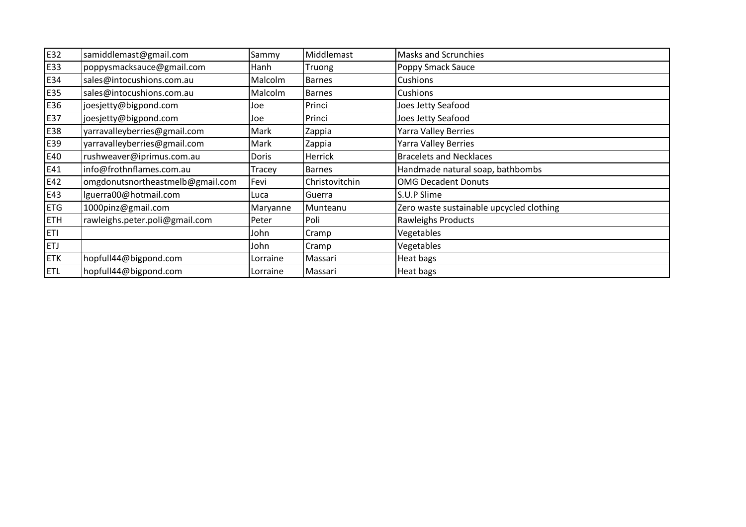| E32 | samiddlemast@gmail.com | Sammy | Middlemast | Masks and Scrunchies |
|---|---|---|---|---|
| E33 | poppysmacksauce@gmail.com | Hanh | Truong | Poppy Smack Sauce |
| E34 | sales@intocushions.com.au | Malcolm | Barnes | Cushions |
| E35 | sales@intocushions.com.au | Malcolm | Barnes | Cushions |
| E36 | joesjetty@bigpond.com | Joe | Princi | Joes Jetty Seafood |
| E37 | joesjetty@bigpond.com | Joe | Princi | Joes Jetty Seafood |
| E38 | yarravalleyberries@gmail.com | Mark | Zappia | Yarra Valley Berries |
| E39 | yarravalleyberries@gmail.com | Mark | Zappia | Yarra Valley Berries |
| E40 | rushweaver@iprimus.com.au | Doris | Herrick | Bracelets and Necklaces |
| E41 | info@frothnflames.com.au | Tracey | Barnes | Handmade natural soap, bathbombs |
| E42 | omgdonutsnortheastmelb@gmail.com | Fevi | Christovitchin | OMG Decadent Donuts |
| E43 | lguerra00@hotmail.com | Luca | Guerra | S.U.P Slime |
| ETG | 1000pinz@gmail.com | Maryanne | Munteanu | Zero waste sustainable upcycled clothing |
| ETH | rawleighs.peter.poli@gmail.com | Peter | Poli | Rawleighs Products |
| ETI | | John | Cramp | Vegetables |
| ETJ | | John | Cramp | Vegetables |
| ETK | hopfull44@bigpond.com | Lorraine | Massari | Heat bags |
| ETL | hopfull44@bigpond.com | Lorraine | Massari | Heat bags |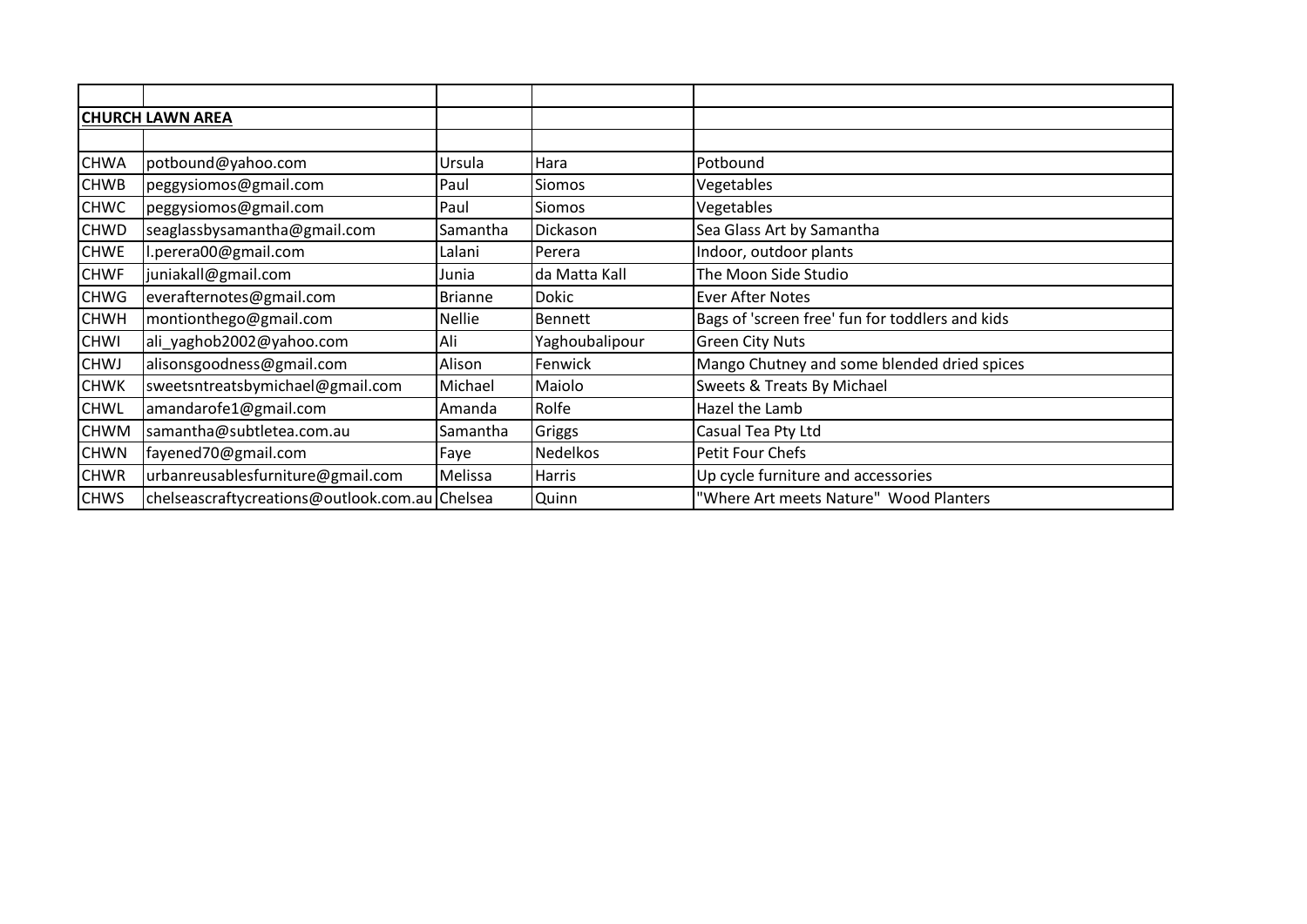| | | | | |
|---|---|---|---|---|
| **CHURCH LAWN AREA** | | | | |
| | | | | |
| CHWA | potbound@yahoo.com | Ursula | Hara | Potbound |
| CHWB | peggysiomos@gmail.com | Paul | Siomos | Vegetables |
| CHWC | peggysiomos@gmail.com | Paul | Siomos | Vegetables |
| CHWD | seaglassbysamantha@gmail.com | Samantha | Dickason | Sea Glass Art by Samantha |
| CHWE | l.perera00@gmail.com | Lalani | Perera | Indoor, outdoor plants |
| CHWF | juniakall@gmail.com | Junia | da Matta Kall | The Moon Side Studio |
| CHWG | everafternotes@gmail.com | Brianne | Dokic | Ever After Notes |
| CHWH | montionthego@gmail.com | Nellie | Bennett | Bags of 'screen free' fun for toddlers and kids |
| CHWI | ali_yaghob2002@yahoo.com | Ali | Yaghoubalipour | Green City Nuts |
| CHWJ | alisonsgoodness@gmail.com | Alison | Fenwick | Mango Chutney and some blended dried spices |
| CHWK | sweetsntreatsbymichael@gmail.com | Michael | Maiolo | Sweets & Treats By Michael |
| CHWL | amandarofe1@gmail.com | Amanda | Rolfe | Hazel the Lamb |
| CHWM | samantha@subtletea.com.au | Samantha | Griggs | Casual Tea Pty Ltd |
| CHWN | fayened70@gmail.com | Faye | Nedelkos | Petit Four Chefs |
| CHWR | urbanreusablesfurniture@gmail.com | Melissa | Harris | Up cycle furniture and accessories |
| CHWS | chelseascraftycreations@outlook.com.au | Chelsea | Quinn | "Where Art meets Nature" Wood Planters |